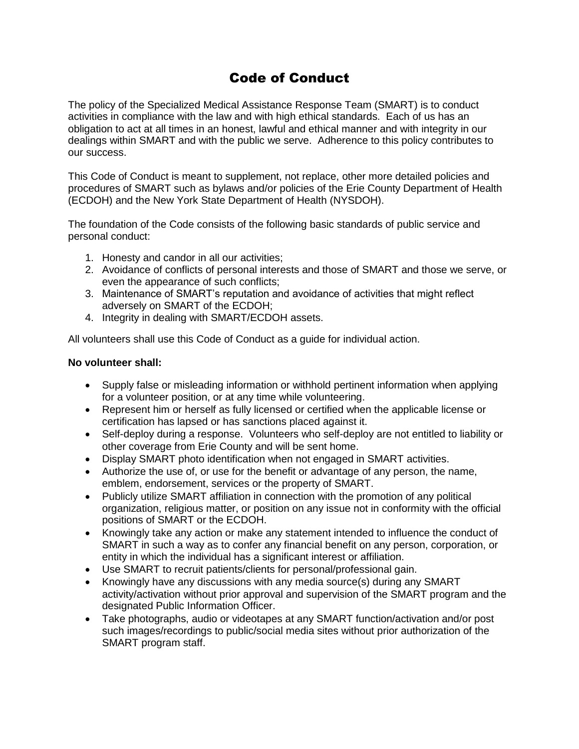# Code of Conduct

The policy of the Specialized Medical Assistance Response Team (SMART) is to conduct activities in compliance with the law and with high ethical standards. Each of us has an obligation to act at all times in an honest, lawful and ethical manner and with integrity in our dealings within SMART and with the public we serve. Adherence to this policy contributes to our success.

This Code of Conduct is meant to supplement, not replace, other more detailed policies and procedures of SMART such as bylaws and/or policies of the Erie County Department of Health (ECDOH) and the New York State Department of Health (NYSDOH).

The foundation of the Code consists of the following basic standards of public service and personal conduct:

1. Honesty and candor in all our activities;
2. Avoidance of conflicts of personal interests and those of SMART and those we serve, or even the appearance of such conflicts;
3. Maintenance of SMART's reputation and avoidance of activities that might reflect adversely on SMART of the ECDOH;
4. Integrity in dealing with SMART/ECDOH assets.

All volunteers shall use this Code of Conduct as a guide for individual action.

**No volunteer shall:**

- Supply false or misleading information or withhold pertinent information when applying for a volunteer position, or at any time while volunteering.
- Represent him or herself as fully licensed or certified when the applicable license or certification has lapsed or has sanctions placed against it.
- Self-deploy during a response. Volunteers who self-deploy are not entitled to liability or other coverage from Erie County and will be sent home.
- Display SMART photo identification when not engaged in SMART activities.
- Authorize the use of, or use for the benefit or advantage of any person, the name, emblem, endorsement, services or the property of SMART.
- Publicly utilize SMART affiliation in connection with the promotion of any political organization, religious matter, or position on any issue not in conformity with the official positions of SMART or the ECDOH.
- Knowingly take any action or make any statement intended to influence the conduct of SMART in such a way as to confer any financial benefit on any person, corporation, or entity in which the individual has a significant interest or affiliation.
- Use SMART to recruit patients/clients for personal/professional gain.
- Knowingly have any discussions with any media source(s) during any SMART activity/activation without prior approval and supervision of the SMART program and the designated Public Information Officer.
- Take photographs, audio or videotapes at any SMART function/activation and/or post such images/recordings to public/social media sites without prior authorization of the SMART program staff.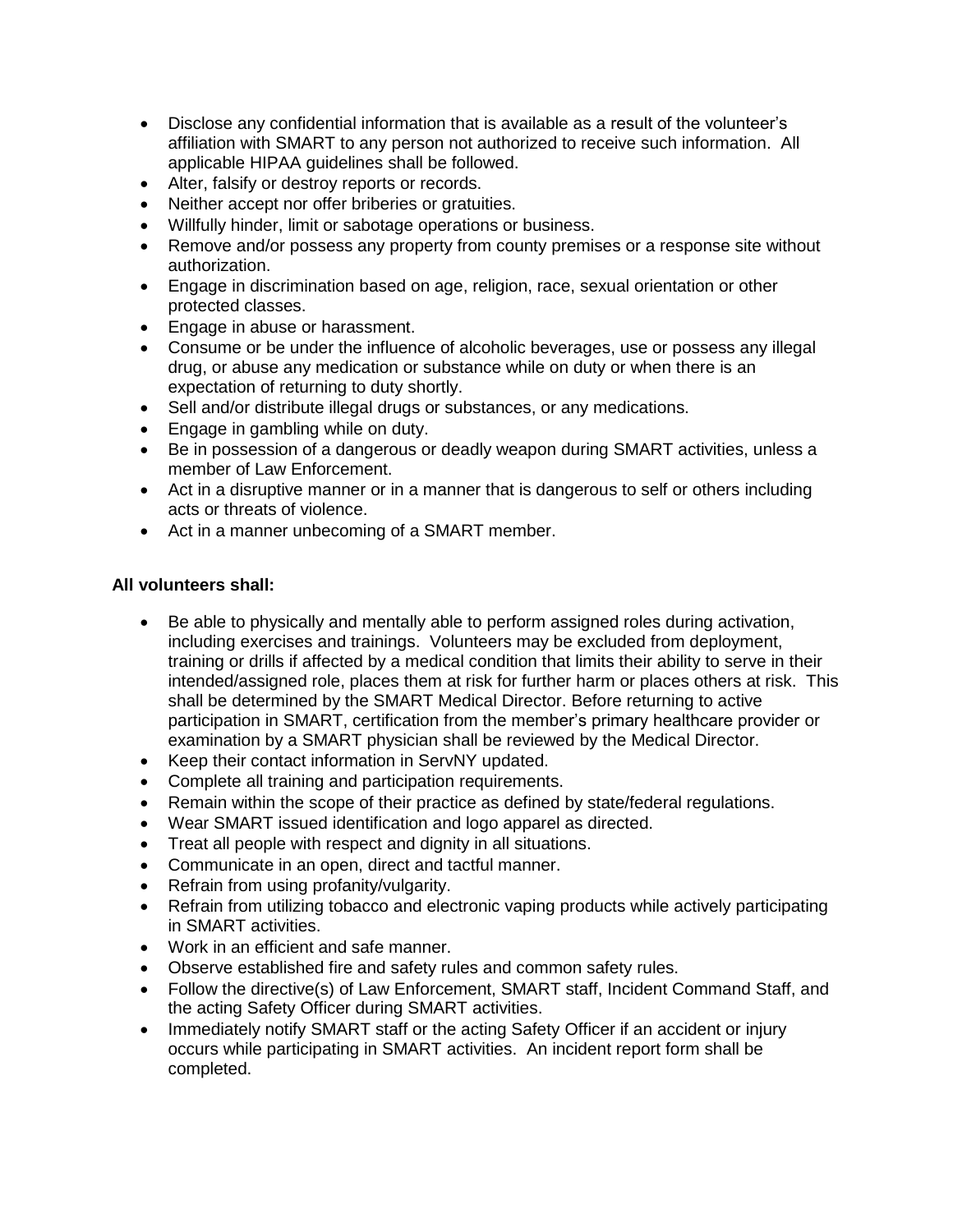- Disclose any confidential information that is available as a result of the volunteer's affiliation with SMART to any person not authorized to receive such information. All applicable HIPAA guidelines shall be followed.
- Alter, falsify or destroy reports or records.
- Neither accept nor offer briberies or gratuities.
- Willfully hinder, limit or sabotage operations or business.
- Remove and/or possess any property from county premises or a response site without authorization.
- Engage in discrimination based on age, religion, race, sexual orientation or other protected classes.
- Engage in abuse or harassment.
- Consume or be under the influence of alcoholic beverages, use or possess any illegal drug, or abuse any medication or substance while on duty or when there is an expectation of returning to duty shortly.
- Sell and/or distribute illegal drugs or substances, or any medications.
- Engage in gambling while on duty.
- Be in possession of a dangerous or deadly weapon during SMART activities, unless a member of Law Enforcement.
- Act in a disruptive manner or in a manner that is dangerous to self or others including acts or threats of violence.
- Act in a manner unbecoming of a SMART member.

**All volunteers shall:**

- Be able to physically and mentally able to perform assigned roles during activation, including exercises and trainings. Volunteers may be excluded from deployment, training or drills if affected by a medical condition that limits their ability to serve in their intended/assigned role, places them at risk for further harm or places others at risk. This shall be determined by the SMART Medical Director. Before returning to active participation in SMART, certification from the member's primary healthcare provider or examination by a SMART physician shall be reviewed by the Medical Director.
- Keep their contact information in ServNY updated.
- Complete all training and participation requirements.
- Remain within the scope of their practice as defined by state/federal regulations.
- Wear SMART issued identification and logo apparel as directed.
- Treat all people with respect and dignity in all situations.
- Communicate in an open, direct and tactful manner.
- Refrain from using profanity/vulgarity.
- Refrain from utilizing tobacco and electronic vaping products while actively participating in SMART activities.
- Work in an efficient and safe manner.
- Observe established fire and safety rules and common safety rules.
- Follow the directive(s) of Law Enforcement, SMART staff, Incident Command Staff, and the acting Safety Officer during SMART activities.
- Immediately notify SMART staff or the acting Safety Officer if an accident or injury occurs while participating in SMART activities. An incident report form shall be completed.